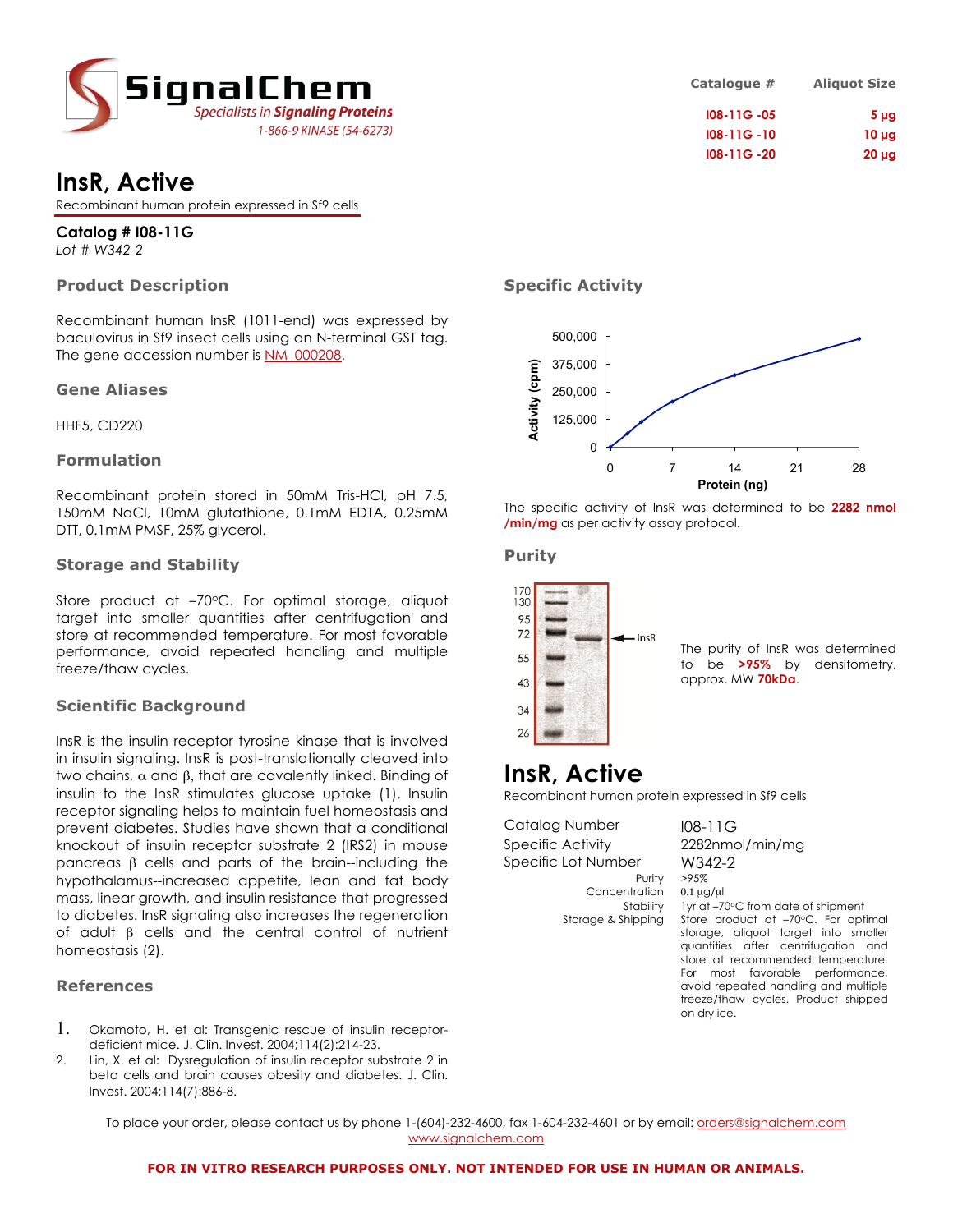# SignalChem

*Specialists in Signaling Proteins*

1-866-9 KINASE (54-6273)

| Catalogue # | Aliquot Size |
|---|---|
| I08-11G -05 | 5 µg |
| I08-11G -10 | 10 µg |
| I08-11G -20 | 20 µg |

# InsR, Active

Recombinant human protein expressed in Sf9 cells

**Catalog # I08-11G**

*Lot # W342-2*

## Product Description

Recombinant human InsR (1011-end) was expressed by baculovirus in Sf9 insect cells using an N-terminal GST tag. The gene accession number is NM_000208.

## Gene Aliases

HHF5, CD220

## Formulation

Recombinant protein stored in 50mM Tris-HCl, pH 7.5, 150mM NaCl, 10mM glutathione, 0.1mM EDTA, 0.25mM DTT, 0.1mM PMSF, 25% glycerol.

## Storage and Stability

Store product at –70°C. For optimal storage, aliquot target into smaller quantities after centrifugation and store at recommended temperature. For most favorable performance, avoid repeated handling and multiple freeze/thaw cycles.

## Scientific Background

InsR is the insulin receptor tyrosine kinase that is involved in insulin signaling. InsR is post-translationally cleaved into two chains, α and β, that are covalently linked. Binding of insulin to the InsR stimulates glucose uptake (1). Insulin receptor signaling helps to maintain fuel homeostasis and prevent diabetes. Studies have shown that a conditional knockout of insulin receptor substrate 2 (IRS2) in mouse pancreas β cells and parts of the brain--including the hypothalamus--increased appetite, lean and fat body mass, linear growth, and insulin resistance that progressed to diabetes. InsR signaling also increases the regeneration of adult β cells and the central control of nutrient homeostasis (2).

## References

1. Okamoto, H. et al: Transgenic rescue of insulin receptor-deficient mice. J. Clin. Invest. 2004;114(2):214-23.
2. Lin, X. et al: Dysregulation of insulin receptor substrate 2 in beta cells and brain causes obesity and diabetes. J. Clin. Invest. 2004;114(7):886-8.

## Specific Activity

The specific activity of InsR was determined to be **2282 nmol /min/mg** as per activity assay protocol.

## Purity

The purity of InsR was determined to be **>95%** by densitometry, approx. MW **70kDa**.

# InsR, Active

Recombinant human protein expressed in Sf9 cells

| | |
|---|---|
| Catalog Number | I08-11G |
| Specific Activity | 2282nmol/min/mg |
| Specific Lot Number | W342-2 |
| Purity | >95% |
| Concentration | 0.1 µg/µl |
| Stability | 1yr at –70°C from date of shipment |
| Storage & Shipping | Store product at –70°C. For optimal storage, aliquot target into smaller quantities after centrifugation and store at recommended temperature. For most favorable performance, avoid repeated handling and multiple freeze/thaw cycles. Product shipped on dry ice. |

To place your order, please contact us by phone 1-(604)-232-4600, fax 1-604-232-4601 or by email: orders@signalchem.com

www.signalchem.com

**FOR IN VITRO RESEARCH PURPOSES ONLY. NOT INTENDED FOR USE IN HUMAN OR ANIMALS.**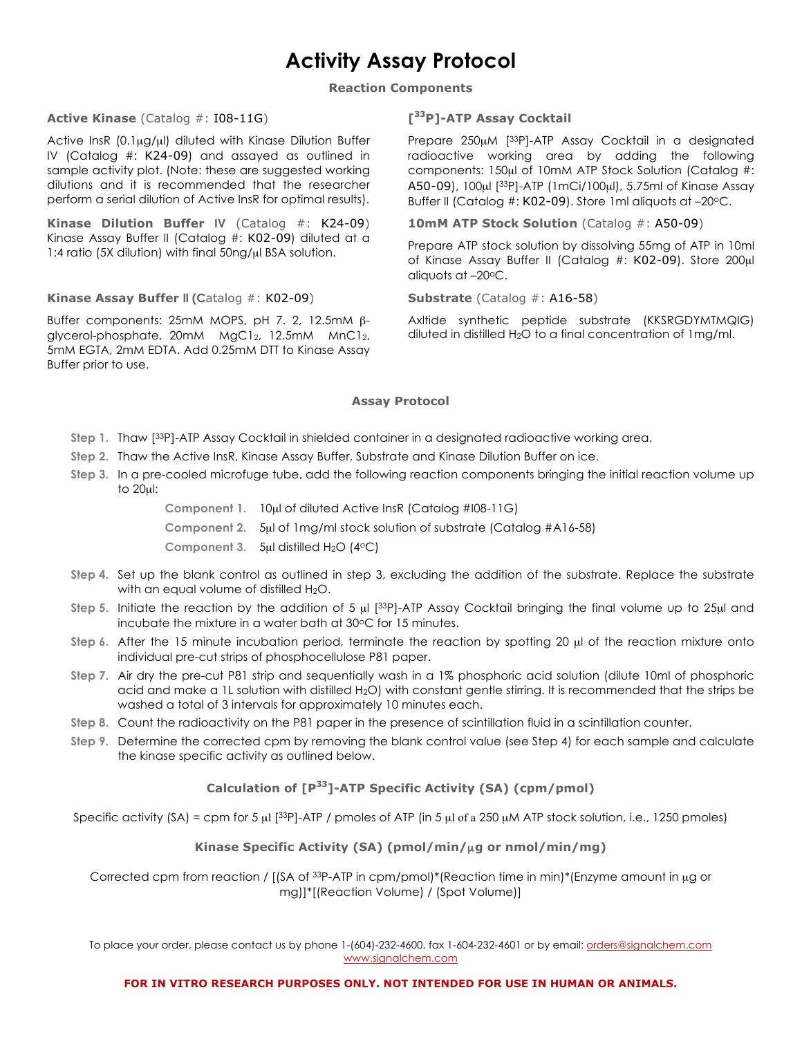# Activity Assay Protocol

**Reaction Components**

**Active Kinase** (Catalog #: I08-11G)

Active InsR (0.1μg/μl) diluted with Kinase Dilution Buffer IV (Catalog #: K24-09) and assayed as outlined in sample activity plot. (Note: these are suggested working dilutions and it is recommended that the researcher perform a serial dilution of Active InsR for optimal results).

**Kinase Dilution Buffer IV** (Catalog #: K24-09) Kinase Assay Buffer II (Catalog #: K02-09) diluted at a 1:4 ratio (5X dilution) with final 50ng/μl BSA solution.

**Kinase Assay Buffer II** (Catalog #: K02-09)

Buffer components: 25mM MOPS, pH 7. 2, 12.5mM β-glycerol-phosphate, 20mM $MgCl_2$, 12.5mM $MnCl_2$, 5mM EGTA, 2mM EDTA. Add 0.25mM DTT to Kinase Assay Buffer prior to use.

**[$^{33}$P]-ATP Assay Cocktail**

Prepare 250μM [$^{33}$P]-ATP Assay Cocktail in a designated radioactive working area by adding the following components: 150μl of 10mM ATP Stock Solution (Catalog #: A50-09), 100μl [$^{33}$P]-ATP (1mCi/100μl), 5.75ml of Kinase Assay Buffer II (Catalog #: K02-09). Store 1ml aliquots at –20°C.

**10mM ATP Stock Solution** (Catalog #: A50-09)

Prepare ATP stock solution by dissolving 55mg of ATP in 10ml of Kinase Assay Buffer II (Catalog #: K02-09). Store 200μl aliquots at –20°C.

**Substrate** (Catalog #: A16-58)

Axltide synthetic peptide substrate (KKSRGDYMTMQIG) diluted in distilled $H_2O$ to a final concentration of 1mg/ml.

**Assay Protocol**

**Step 1.** Thaw [$^{33}$P]-ATP Assay Cocktail in shielded container in a designated radioactive working area.

**Step 2.** Thaw the Active InsR, Kinase Assay Buffer, Substrate and Kinase Dilution Buffer on ice.

**Step 3.** In a pre-cooled microfuge tube, add the following reaction components bringing the initial reaction volume up to 20μl:

- **Component 1.** 10μl of diluted Active InsR (Catalog #I08-11G)
- **Component 2.** 5μl of 1mg/ml stock solution of substrate (Catalog #A16-58)
- **Component 3.** 5μl distilled $H_2O$ (4°C)

**Step 4.** Set up the blank control as outlined in step 3, excluding the addition of the substrate. Replace the substrate with an equal volume of distilled $H_2O$.

**Step 5.** Initiate the reaction by the addition of 5 μl [$^{33}$P]-ATP Assay Cocktail bringing the final volume up to 25μl and incubate the mixture in a water bath at 30°C for 15 minutes.

**Step 6.** After the 15 minute incubation period, terminate the reaction by spotting 20 μl of the reaction mixture onto individual pre-cut strips of phosphocellulose P81 paper.

**Step 7.** Air dry the pre-cut P81 strip and sequentially wash in a 1% phosphoric acid solution (dilute 10ml of phosphoric acid and make a 1L solution with distilled $H_2O$) with constant gentle stirring. It is recommended that the strips be washed a total of 3 intervals for approximately 10 minutes each.

**Step 8.** Count the radioactivity on the P81 paper in the presence of scintillation fluid in a scintillation counter.

**Step 9.** Determine the corrected cpm by removing the blank control value (see Step 4) for each sample and calculate the kinase specific activity as outlined below.

**Calculation of [$P^{33}$]-ATP Specific Activity (SA) (cpm/pmol)**

Specific activity (SA) = cpm for 5 μl [$^{33}$P]-ATP / pmoles of ATP (in 5 μl of a 250 μM ATP stock solution, i.e., 1250 pmoles)

**Kinase Specific Activity (SA) (pmol/min/μg or nmol/min/mg)**

Corrected cpm from reaction / [(SA of $^{33}$P-ATP in cpm/pmol)*(Reaction time in min)*(Enzyme amount in μg or mg)]*[(Reaction Volume) / (Spot Volume)]

To place your order, please contact us by phone 1-(604)-232-4600, fax 1-604-232-4601 or by email: orders@signalchem.com
www.signalchem.com

**FOR IN VITRO RESEARCH PURPOSES ONLY. NOT INTENDED FOR USE IN HUMAN OR ANIMALS.**